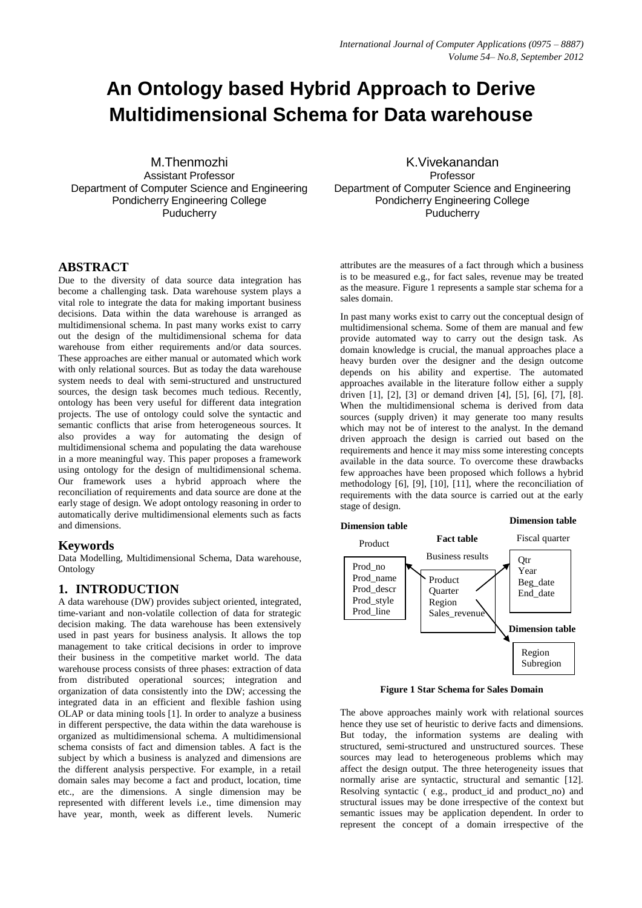# An Ontology based Hybrid Approach to Derive Multidimensional Schema for Data warehouse

M.Thenmozhi
Assistant Professor
Department of Computer Science and Engineering
Pondicherry Engineering College
Puducherry

K.Vivekanandan
Professor
Department of Computer Science and Engineering
Pondicherry Engineering College
Puducherry

## ABSTRACT

Due to the diversity of data source data integration has become a challenging task. Data warehouse system plays a vital role to integrate the data for making important business decisions. Data within the data warehouse is arranged as multidimensional schema. In past many works exist to carry out the design of the multidimensional schema for data warehouse from either requirements and/or data sources. These approaches are either manual or automated which work with only relational sources. But as today the data warehouse system needs to deal with semi-structured and unstructured sources, the design task becomes much tedious. Recently, ontology has been very useful for different data integration projects. The use of ontology could solve the syntactic and semantic conflicts that arise from heterogeneous sources. It also provides a way for automating the design of multidimensional schema and populating the data warehouse in a more meaningful way. This paper proposes a framework using ontology for the design of multidimensional schema. Our framework uses a hybrid approach where the reconciliation of requirements and data source are done at the early stage of design. We adopt ontology reasoning in order to automatically derive multidimensional elements such as facts and dimensions.

### Keywords

Data Modelling, Multidimensional Schema, Data warehouse, Ontology

## 1. INTRODUCTION

A data warehouse (DW) provides subject oriented, integrated, time-variant and non-volatile collection of data for strategic decision making. The data warehouse has been extensively used in past years for business analysis. It allows the top management to take critical decisions in order to improve their business in the competitive market world. The data warehouse process consists of three phases: extraction of data from distributed operational sources; integration and organization of data consistently into the DW; accessing the integrated data in an efficient and flexible fashion using OLAP or data mining tools [1]. In order to analyze a business in different perspective, the data within the data warehouse is organized as multidimensional schema. A multidimensional schema consists of fact and dimension tables. A fact is the subject by which a business is analyzed and dimensions are the different analysis perspective. For example, in a retail domain sales may become a fact and product, location, time etc., are the dimensions. A single dimension may be represented with different levels i.e., time dimension may have year, month, week as different levels. Numeric attributes are the measures of a fact through which a business is to be measured e.g., for fact sales, revenue may be treated as the measure. Figure 1 represents a sample star schema for a sales domain.

In past many works exist to carry out the conceptual design of multidimensional schema. Some of them are manual and few provide automated way to carry out the design task. As domain knowledge is crucial, the manual approaches place a heavy burden over the designer and the design outcome depends on his ability and expertise. The automated approaches available in the literature follow either a supply driven [1], [2], [3] or demand driven [4], [5], [6], [7], [8]. When the multidimensional schema is derived from data sources (supply driven) it may generate too many results which may not be of interest to the analyst. In the demand driven approach the design is carried out based on the requirements and hence it may miss some interesting concepts available in the data source. To overcome these drawbacks few approaches have been proposed which follows a hybrid methodology [6], [9], [10], [11], where the reconciliation of requirements with the data source is carried out at the early stage of design.

| Dimension table: Product | Fact table: Business results | Dimension table: Fiscal quarter | Dimension table: Region |
|---|---|---|---|
| Prod_no | Product | Qtr | Region |
| Prod_name | Quarter | Year | Subregion |
| Prod_descr | Region | Beg_date | |
| Prod_style | Sales_revenue | End_date | |
| Prod_line | | | |

**Figure 1 Star Schema for Sales Domain**

The above approaches mainly work with relational sources hence they use set of heuristic to derive facts and dimensions. But today, the information systems are dealing with structured, semi-structured and unstructured sources. These sources may lead to heterogeneous problems which may affect the design output. The three heterogeneity issues that normally arise are syntactic, structural and semantic [12]. Resolving syntactic ( e.g., product_id and product_no) and structural issues may be done irrespective of the context but semantic issues may be application dependent. In order to represent the concept of a domain irrespective of the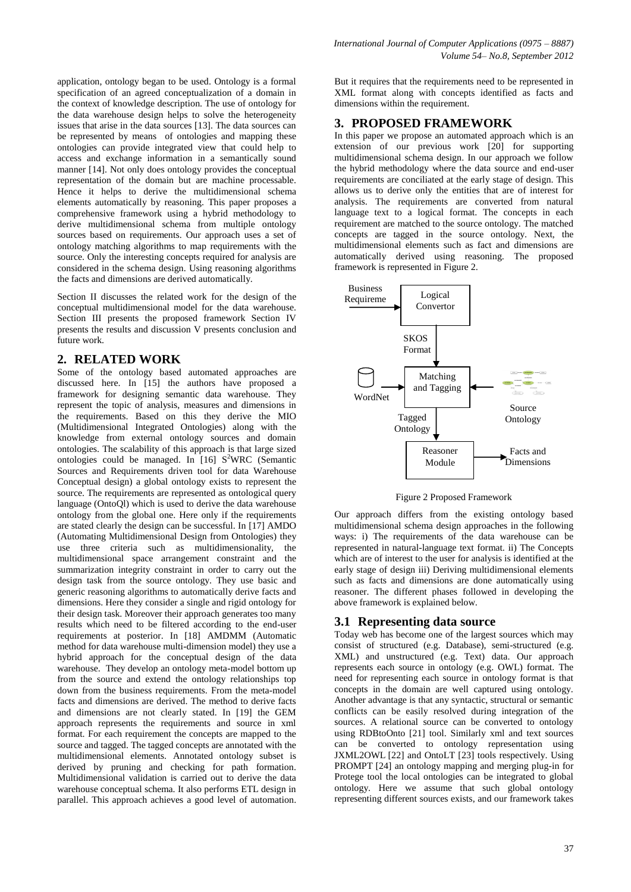application, ontology began to be used. Ontology is a formal specification of an agreed conceptualization of a domain in the context of knowledge description. The use of ontology for the data warehouse design helps to solve the heterogeneity issues that arise in the data sources [13]. The data sources can be represented by means of ontologies and mapping these ontologies can provide integrated view that could help to access and exchange information in a semantically sound manner [14]. Not only does ontology provides the conceptual representation of the domain but are machine processable. Hence it helps to derive the multidimensional schema elements automatically by reasoning. This paper proposes a comprehensive framework using a hybrid methodology to derive multidimensional schema from multiple ontology sources based on requirements. Our approach uses a set of ontology matching algorithms to map requirements with the source. Only the interesting concepts required for analysis are considered in the schema design. Using reasoning algorithms the facts and dimensions are derived automatically.

Section II discusses the related work for the design of the conceptual multidimensional model for the data warehouse. Section III presents the proposed framework Section IV presents the results and discussion V presents conclusion and future work.

## 2. RELATED WORK

Some of the ontology based automated approaches are discussed here. In [15] the authors have proposed a framework for designing semantic data warehouse. They represent the topic of analysis, measures and dimensions in the requirements. Based on this they derive the MIO (Multidimensional Integrated Ontologies) along with the knowledge from external ontology sources and domain ontologies. The scalability of this approach is that large sized ontologies could be managed. In [16] $S^2$WRC (Semantic Sources and Requirements driven tool for data Warehouse Conceptual design) a global ontology exists to represent the source. The requirements are represented as ontological query language (OntoQl) which is used to derive the data warehouse ontology from the global one. Here only if the requirements are stated clearly the design can be successful. In [17] AMDO (Automating Multidimensional Design from Ontologies) they use three criteria such as multidimensionality, the multidimensional space arrangement constraint and the summarization integrity constraint in order to carry out the design task from the source ontology. They use basic and generic reasoning algorithms to automatically derive facts and dimensions. Here they consider a single and rigid ontology for their design task. Moreover their approach generates too many results which need to be filtered according to the end-user requirements at posterior. In [18] AMDMM (Automatic method for data warehouse multi-dimension model) they use a hybrid approach for the conceptual design of the data warehouse. They develop an ontology meta-model bottom up from the source and extend the ontology relationships top down from the business requirements. From the meta-model facts and dimensions are derived. The method to derive facts and dimensions are not clearly stated. In [19] the GEM approach represents the requirements and source in xml format. For each requirement the concepts are mapped to the source and tagged. The tagged concepts are annotated with the multidimensional elements. Annotated ontology subset is derived by pruning and checking for path formation. Multidimensional validation is carried out to derive the data warehouse conceptual schema. It also performs ETL design in parallel. This approach achieves a good level of automation. But it requires that the requirements need to be represented in XML format along with concepts identified as facts and dimensions within the requirement.

## 3. PROPOSED FRAMEWORK

In this paper we propose an automated approach which is an extension of our previous work [20] for supporting multidimensional schema design. In our approach we follow the hybrid methodology where the data source and end-user requirements are conciliated at the early stage of design. This allows us to derive only the entities that are of interest for analysis. The requirements are converted from natural language text to a logical format. The concepts in each requirement are matched to the source ontology. The matched concepts are tagged in the source ontology. Next, the multidimensional elements such as fact and dimensions are automatically derived using reasoning. The proposed framework is represented in Figure 2.

Business Requireme → Logical Convertor → SKOS Format → Matching and Tagging (WordNet, Source Ontology) → Tagged Ontology → Reasoner Module → Facts and Dimensions

Figure 2 Proposed Framework

Our approach differs from the existing ontology based multidimensional schema design approaches in the following ways: i) The requirements of the data warehouse can be represented in natural-language text format. ii) The Concepts which are of interest to the user for analysis is identified at the early stage of design iii) Deriving multidimensional elements such as facts and dimensions are done automatically using reasoner. The different phases followed in developing the above framework is explained below.

### 3.1 Representing data source

Today web has become one of the largest sources which may consist of structured (e.g. Database), semi-structured (e.g. XML) and unstructured (e.g. Text) data. Our approach represents each source in ontology (e.g. OWL) format. The need for representing each source in ontology format is that concepts in the domain are well captured using ontology. Another advantage is that any syntactic, structural or semantic conflicts can be easily resolved during integration of the sources. A relational source can be converted to ontology using RDBtoOnto [21] tool. Similarly xml and text sources can be converted to ontology representation using JXML2OWL [22] and OntoLT [23] tools respectively. Using PROMPT [24] an ontology mapping and merging plug-in for Protege tool the local ontologies can be integrated to global ontology. Here we assume that such global ontology representing different sources exists, and our framework takes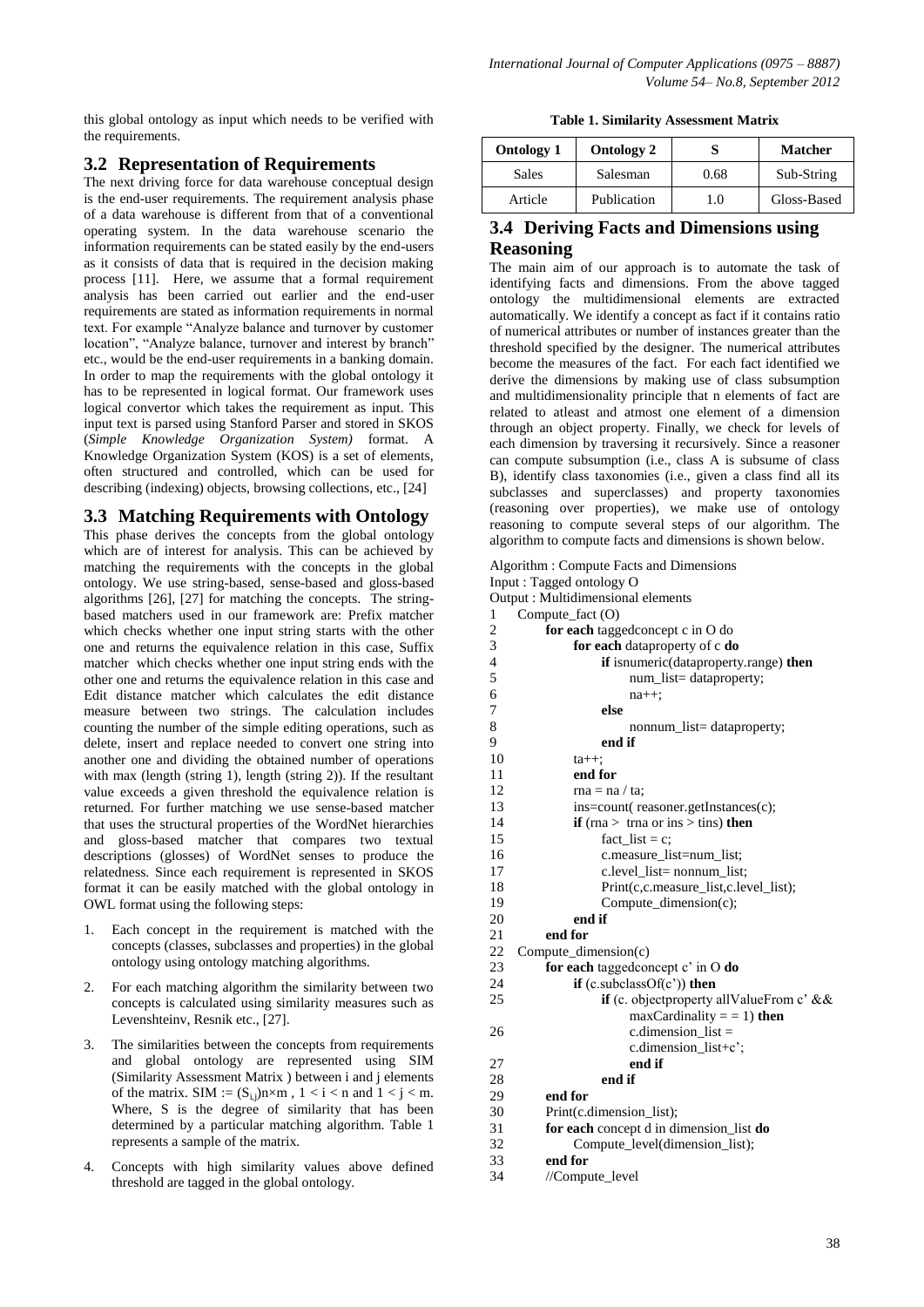this global ontology as input which needs to be verified with the requirements.

## 3.2 Representation of Requirements

The next driving force for data warehouse conceptual design is the end-user requirements. The requirement analysis phase of a data warehouse is different from that of a conventional operating system. In the data warehouse scenario the information requirements can be stated easily by the end-users as it consists of data that is required in the decision making process [11]. Here, we assume that a formal requirement analysis has been carried out earlier and the end-user requirements are stated as information requirements in normal text. For example "Analyze balance and turnover by customer location", "Analyze balance, turnover and interest by branch" etc., would be the end-user requirements in a banking domain. In order to map the requirements with the global ontology it has to be represented in logical format. Our framework uses logical convertor which takes the requirement as input. This input text is parsed using Stanford Parser and stored in SKOS (*Simple Knowledge Organization System)* format. A Knowledge Organization System (KOS) is a set of elements, often structured and controlled, which can be used for describing (indexing) objects, browsing collections, etc., [24]

## 3.3 Matching Requirements with Ontology

This phase derives the concepts from the global ontology which are of interest for analysis. This can be achieved by matching the requirements with the concepts in the global ontology. We use string-based, sense-based and gloss-based algorithms [26], [27] for matching the concepts. The string-based matchers used in our framework are: Prefix matcher which checks whether one input string starts with the other one and returns the equivalence relation in this case, Suffix matcher which checks whether one input string ends with the other one and returns the equivalence relation in this case and Edit distance matcher which calculates the edit distance measure between two strings. The calculation includes counting the number of the simple editing operations, such as delete, insert and replace needed to convert one string into another one and dividing the obtained number of operations with max (length (string 1), length (string 2)). If the resultant value exceeds a given threshold the equivalence relation is returned. For further matching we use sense-based matcher that uses the structural properties of the WordNet hierarchies and gloss-based matcher that compares two textual descriptions (glosses) of WordNet senses to produce the relatedness. Since each requirement is represented in SKOS format it can be easily matched with the global ontology in OWL format using the following steps:

1. Each concept in the requirement is matched with the concepts (classes, subclasses and properties) in the global ontology using ontology matching algorithms.
2. For each matching algorithm the similarity between two concepts is calculated using similarity measures such as Levenshteinv, Resnik etc., [27].
3. The similarities between the concepts from requirements and global ontology are represented using SIM (Similarity Assessment Matrix ) between i and j elements of the matrix. SIM := $(S_{i,j})n{\times}m$ , $1 < i < n$ and $1 < j < m$. Where, S is the degree of similarity that has been determined by a particular matching algorithm. Table 1 represents a sample of the matrix.
4. Concepts with high similarity values above defined threshold are tagged in the global ontology.

**Table 1. Similarity Assessment Matrix**

| Ontology 1 | Ontology 2 | S | Matcher |
|---|---|---|---|
| Sales | Salesman | 0.68 | Sub-String |
| Article | Publication | 1.0 | Gloss-Based |

## 3.4 Deriving Facts and Dimensions using Reasoning

The main aim of our approach is to automate the task of identifying facts and dimensions. From the above tagged ontology the multidimensional elements are extracted automatically. We identify a concept as fact if it contains ratio of numerical attributes or number of instances greater than the threshold specified by the designer. The numerical attributes become the measures of the fact. For each fact identified we derive the dimensions by making use of class subsumption and multidimensionality principle that n elements of fact are related to atleast and atmost one element of a dimension through an object property. Finally, we check for levels of each dimension by traversing it recursively. Since a reasoner can compute subsumption (i.e., class A is subsume of class B), identify class taxonomies (i.e., given a class find all its subclasses and superclasses) and property taxonomies (reasoning over properties), we make use of ontology reasoning to compute several steps of our algorithm. The algorithm to compute facts and dimensions is shown below.

```
Algorithm : Compute Facts and Dimensions
Input : Tagged ontology O
Output : Multidimensional elements
1    Compute_fact (O)
2        for each taggedconcept c in O do
3            for each dataproperty of c do
4                if isnumeric(dataproperty.range) then
5                    num_list= dataproperty;
6                    na++;
7                else
8                    nonnum_list= dataproperty;
9                end if
10           ta++;
11           end for
12           rna = na / ta;
13           ins=count( reasoner.getInstances(c);
14           if (rna >  trna or ins > tins) then
15               fact_list = c;
16               c.measure_list=num_list;
17               c.level_list= nonnum_list;
18               Print(c,c.measure_list,c.level_list);
19               Compute_dimension(c);
20           end if
21       end for
22   Compute_dimension(c)
23       for each taggedconcept c' in O do
24           if (c.subclassOf(c')) then
25               if (c. objectproperty allValueFrom c' &&
                     maxCardinality = = 1) then
26                   c.dimension_list =
                     c.dimension_list+c';
27               end if
28           end if
29       end for
30       Print(c.dimension_list);
31       for each concept d in dimension_list do
32           Compute_level(dimension_list);
33       end for
34       //Compute_level
```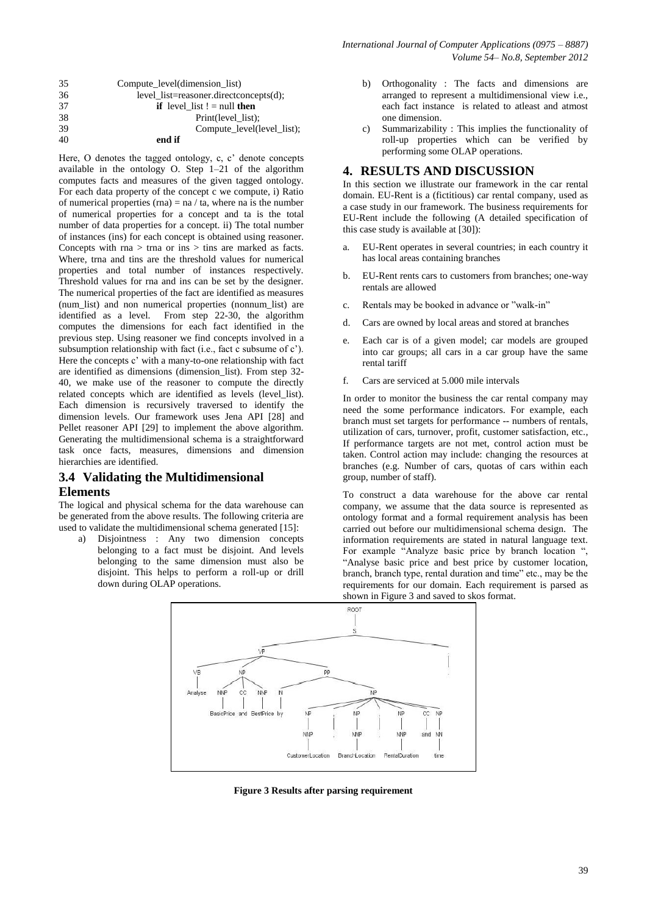```
35        Compute_level(dimension_list)
36            level_list=reasoner.directconcepts(d);
37            if level_list ! = null then
38                Print(level_list);
39                Compute_level(level_list);
40            end if
```

Here, O denotes the tagged ontology, c, c' denote concepts available in the ontology O. Step 1–21 of the algorithm computes facts and measures of the given tagged ontology. For each data property of the concept c we compute, i) Ratio of numerical properties (rna) = na / ta, where na is the number of numerical properties for a concept and ta is the total number of data properties for a concept. ii) The total number of instances (ins) for each concept is obtained using reasoner. Concepts with rna > trna or ins > tins are marked as facts. Where, trna and tins are the threshold values for numerical properties and total number of instances respectively. Threshold values for rna and ins can be set by the designer. The numerical properties of the fact are identified as measures (num_list) and non numerical properties (nonnum_list) are identified as a level. From step 22-30, the algorithm computes the dimensions for each fact identified in the previous step. Using reasoner we find concepts involved in a subsumption relationship with fact (i.e., fact c subsume of c'). Here the concepts c' with a many-to-one relationship with fact are identified as dimensions (dimension_list). From step 32-40, we make use of the reasoner to compute the directly related concepts which are identified as levels (level_list). Each dimension is recursively traversed to identify the dimension levels. Our framework uses Jena API [28] and Pellet reasoner API [29] to implement the above algorithm. Generating the multidimensional schema is a straightforward task once facts, measures, dimensions and dimension hierarchies are identified.

### 3.4 Validating the Multidimensional Elements

The logical and physical schema for the data warehouse can be generated from the above results. The following criteria are used to validate the multidimensional schema generated [15]:

a) Disjointness : Any two dimension concepts belonging to a fact must be disjoint. And levels belonging to the same dimension must also be disjoint. This helps to perform a roll-up or drill down during OLAP operations.

b) Orthogonality : The facts and dimensions are arranged to represent a multidimensional view i.e., each fact instance is related to atleast and atmost one dimension.

c) Summarizability : This implies the functionality of roll-up properties which can be verified by performing some OLAP operations.

## 4. RESULTS AND DISCUSSION

In this section we illustrate our framework in the car rental domain. EU-Rent is a (fictitious) car rental company, used as a case study in our framework. The business requirements for EU-Rent include the following (A detailed specification of this case study is available at [30]):

a. EU-Rent operates in several countries; in each country it has local areas containing branches

b. EU-Rent rents cars to customers from branches; one-way rentals are allowed

c. Rentals may be booked in advance or "walk-in"

d. Cars are owned by local areas and stored at branches

e. Each car is of a given model; car models are grouped into car groups; all cars in a car group have the same rental tariff

f. Cars are serviced at 5.000 mile intervals

In order to monitor the business the car rental company may need the some performance indicators. For example, each branch must set targets for performance -- numbers of rentals, utilization of cars, turnover, profit, customer satisfaction, etc., If performance targets are not met, control action must be taken. Control action may include: changing the resources at branches (e.g. Number of cars, quotas of cars within each group, number of staff).

To construct a data warehouse for the above car rental company, we assume that the data source is represented as ontology format and a formal requirement analysis has been carried out before our multidimensional schema design. The information requirements are stated in natural language text. For example "Analyze basic price by branch location ", "Analyse basic price and best price by customer location, branch, branch type, rental duration and time" etc., may be the requirements for our domain. Each requirement is parsed as shown in Figure 3 and saved to skos format.

**Figure 3 Results after parsing requirement**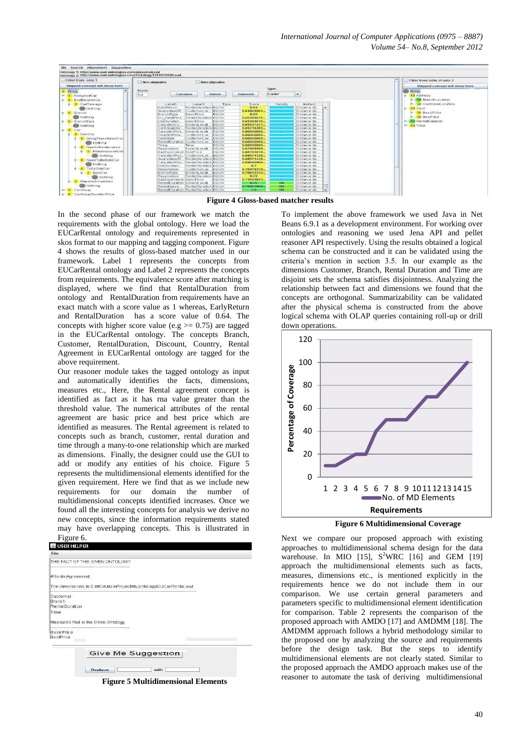**Figure 4 Gloss-based matcher results**

In the second phase of our framework we match the requirements with the global ontology. Here we load the EUCarRental ontology and requirements represented in skos format to our mapping and tagging component. Figure 4 shows the results of gloss-based matcher used in our framework. Label 1 represents the concepts from EUCarRental ontology and Label 2 represents the concepts from requirements. The equivalence score after matching is displayed, where we find that RentalDuration from ontology and RentalDuration from requirements have an exact match with a score value as 1 whereas, EarlyReturn and RentalDuration has a score value of 0.64. The concepts with higher score value (e.g >= 0.75) are tagged in the EUCarRental ontology. The concepts Branch, Customer, RentalDuration, Discount, Country, Rental Agreement in EUCarRental ontology are tagged for the above requirement.

Our reasoner module takes the tagged ontology as input and automatically identifies the facts, dimensions, measures etc., Here, the Rental agreement concept is identified as fact as it has rna value greater than the threshold value. The numerical attributes of the rental agreement are basic price and best price which are identified as measures. The Rental agreement is related to concepts such as branch, customer, rental duration and time through a many-to-one relationship which are marked as dimensions. Finally, the designer could use the GUI to add or modify any entities of his choice. Figure 5 represents the multidimensional elements identified for the given requirement. Here we find that as we include new requirements for our domain the number of multidimensional concepts identified increases. Once we found all the interesting concepts for analysis we derive no new concepts, since the information requirements stated may have overlapping concepts. This is illustrated in Figure 6.

**Figure 5 Multidimensional Elements**

To implement the above framework we used Java in Net Beans 6.9.1 as a development environment. For working over ontologies and reasoning we used Jena API and pellet reasoner API respectively. Using the results obtained a logical schema can be constructed and it can be validated using the criteria's mention in section 3.5. In our example as the dimensions Customer, Branch, Rental Duration and Time are disjoint sets the schema satisfies disjointness. Analyzing the relationship between fact and dimensions we found that the concepts are orthogonal. Summarizability can be validated after the physical schema is constructed from the above logical schema with OLAP queries containing roll-up or drill down operations.

**Figure 6 Multidimensional Coverage**

Next we compare our proposed approach with existing approaches to multidimensional schema design for the data warehouse. In MIO [15], S[2]WRC [16] and GEM [19] approach the multidimensional elements such as facts, measures, dimensions etc., is mentioned explicitly in the requirements hence we do not include them in our comparison. We use certain general parameters and parameters specific to multidimensional element identification for comparison. Table 2 represents the comparison of the proposed approach with AMDO [17] and AMDMM [18]. The AMDMM approach follows a hybrid methodology similar to the proposed one by analyzing the source and requirements before the design task. But the steps to identify multidimensional elements are not clearly stated. Similar to the proposed approach the AMDO approach makes use of the reasoner to automate the task of deriving multidimensional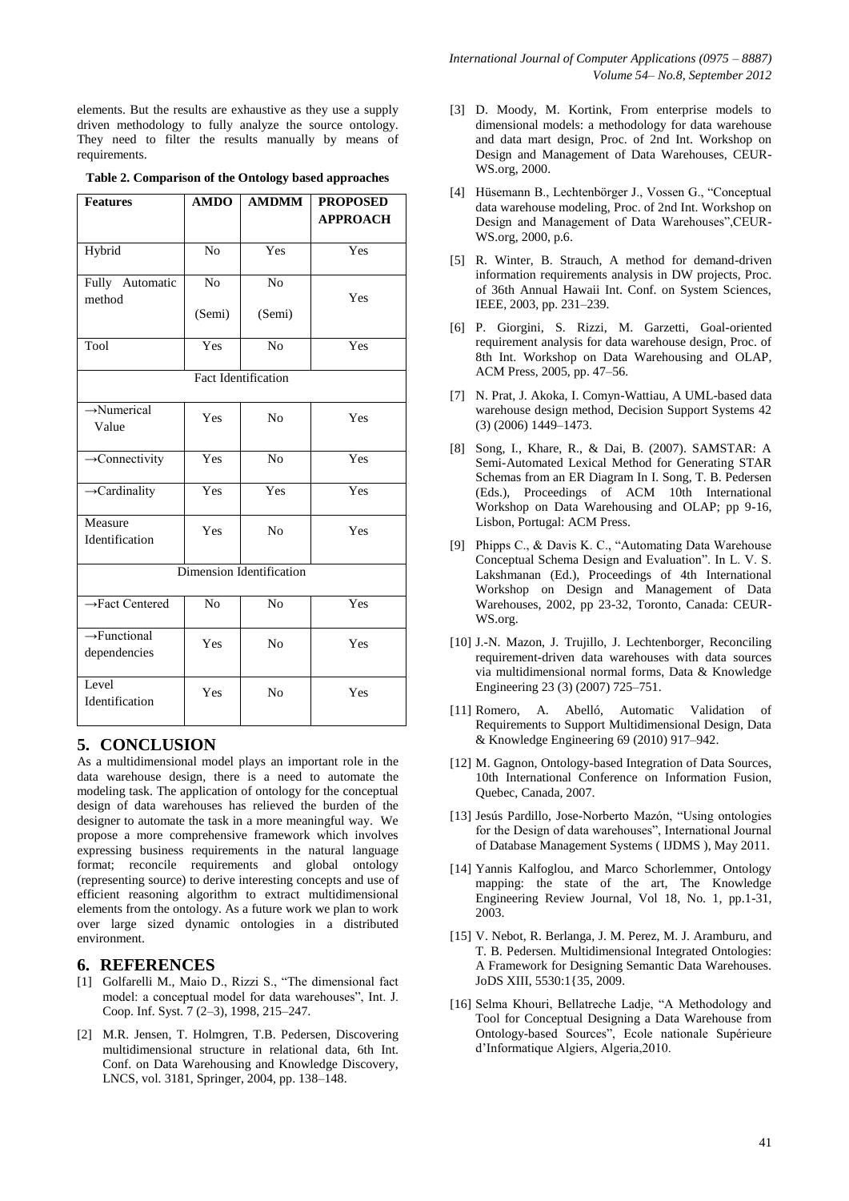elements. But the results are exhaustive as they use a supply driven methodology to fully analyze the source ontology. They need to filter the results manually by means of requirements.

**Table 2. Comparison of the Ontology based approaches**

| Features | AMDO | AMDMM | PROPOSED APPROACH |
|---|---|---|---|
| Hybrid | No | Yes | Yes |
| Fully Automatic method | No (Semi) | No (Semi) | Yes |
| Tool | Yes | No | Yes |
| Fact Identification | | | |
| →Numerical Value | Yes | No | Yes |
| →Connectivity | Yes | No | Yes |
| →Cardinality | Yes | Yes | Yes |
| Measure Identification | Yes | No | Yes |
| Dimension Identification | | | |
| →Fact Centered | No | No | Yes |
| →Functional dependencies | Yes | No | Yes |
| Level Identification | Yes | No | Yes |

## 5. CONCLUSION

As a multidimensional model plays an important role in the data warehouse design, there is a need to automate the modeling task. The application of ontology for the conceptual design of data warehouses has relieved the burden of the designer to automate the task in a more meaningful way. We propose a more comprehensive framework which involves expressing business requirements in the natural language format; reconcile requirements and global ontology (representing source) to derive interesting concepts and use of efficient reasoning algorithm to extract multidimensional elements from the ontology. As a future work we plan to work over large sized dynamic ontologies in a distributed environment.

## 6. REFERENCES

[1] Golfarelli M., Maio D., Rizzi S., "The dimensional fact model: a conceptual model for data warehouses", Int. J. Coop. Inf. Syst. 7 (2–3), 1998, 215–247.

[2] M.R. Jensen, T. Holmgren, T.B. Pedersen, Discovering multidimensional structure in relational data, 6th Int. Conf. on Data Warehousing and Knowledge Discovery, LNCS, vol. 3181, Springer, 2004, pp. 138–148.

[3] D. Moody, M. Kortink, From enterprise models to dimensional models: a methodology for data warehouse and data mart design, Proc. of 2nd Int. Workshop on Design and Management of Data Warehouses, CEUR-WS.org, 2000.

[4] Hüsemann B., Lechtenbörger J., Vossen G., "Conceptual data warehouse modeling, Proc. of 2nd Int. Workshop on Design and Management of Data Warehouses",CEUR-WS.org, 2000, p.6.

[5] R. Winter, B. Strauch, A method for demand-driven information requirements analysis in DW projects, Proc. of 36th Annual Hawaii Int. Conf. on System Sciences, IEEE, 2003, pp. 231–239.

[6] P. Giorgini, S. Rizzi, M. Garzetti, Goal-oriented requirement analysis for data warehouse design, Proc. of 8th Int. Workshop on Data Warehousing and OLAP, ACM Press, 2005, pp. 47–56.

[7] N. Prat, J. Akoka, I. Comyn-Wattiau, A UML-based data warehouse design method, Decision Support Systems 42 (3) (2006) 1449–1473.

[8] Song, I., Khare, R., & Dai, B. (2007). SAMSTAR: A Semi-Automated Lexical Method for Generating STAR Schemas from an ER Diagram In I. Song, T. B. Pedersen (Eds.), Proceedings of ACM 10th International Workshop on Data Warehousing and OLAP; pp 9-16, Lisbon, Portugal: ACM Press.

[9] Phipps C., & Davis K. C., "Automating Data Warehouse Conceptual Schema Design and Evaluation". In L. V. S. Lakshmanan (Ed.), Proceedings of 4th International Workshop on Design and Management of Data Warehouses, 2002, pp 23-32, Toronto, Canada: CEUR-WS.org.

[10] J.-N. Mazon, J. Trujillo, J. Lechtenborger, Reconciling requirement-driven data warehouses with data sources via multidimensional normal forms, Data & Knowledge Engineering 23 (3) (2007) 725–751.

[11] Romero, A. Abelló, Automatic Validation of Requirements to Support Multidimensional Design, Data & Knowledge Engineering 69 (2010) 917–942.

[12] M. Gagnon, Ontology-based Integration of Data Sources, 10th International Conference on Information Fusion, Quebec, Canada, 2007.

[13] Jesús Pardillo, Jose-Norberto Mazón, "Using ontologies for the Design of data warehouses", International Journal of Database Management Systems ( IJDMS ), May 2011.

[14] Yannis Kalfoglou, and Marco Schorlemmer, Ontology mapping: the state of the art, The Knowledge Engineering Review Journal, Vol 18, No. 1, pp.1-31, 2003.

[15] V. Nebot, R. Berlanga, J. M. Perez, M. J. Aramburu, and T. B. Pedersen. Multidimensional Integrated Ontologies: A Framework for Designing Semantic Data Warehouses. JoDS XIII, 5530:1{35, 2009.

[16] Selma Khouri, Bellatreche Ladje, "A Methodology and Tool for Conceptual Designing a Data Warehouse from Ontology-based Sources", Ecole nationale Supérieure d'Informatique Algiers, Algeria,2010.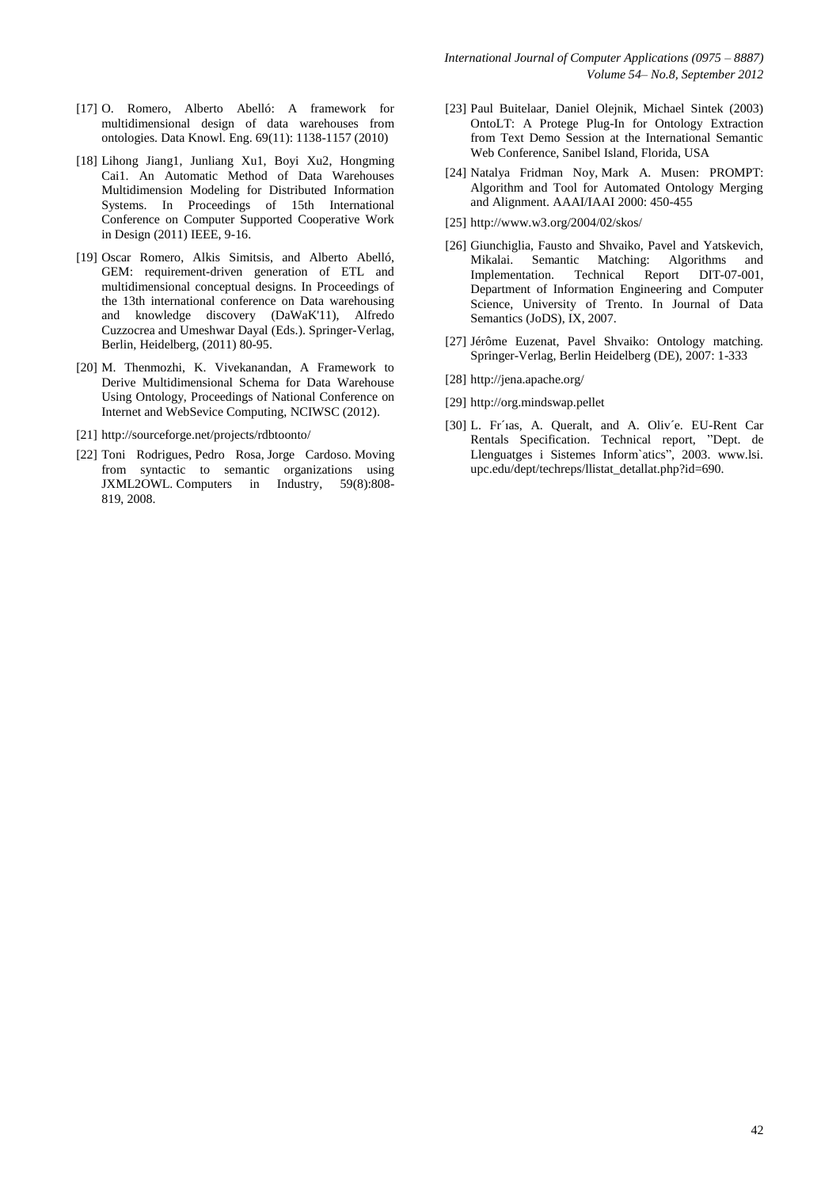[17] O. Romero, Alberto Abelló: A framework for multidimensional design of data warehouses from ontologies. Data Knowl. Eng. 69(11): 1138-1157 (2010)

[18] Lihong Jiang1, Junliang Xu1, Boyi Xu2, Hongming Cai1. An Automatic Method of Data Warehouses Multidimension Modeling for Distributed Information Systems. In Proceedings of 15th International Conference on Computer Supported Cooperative Work in Design (2011) IEEE, 9-16.

[19] Oscar Romero, Alkis Simitsis, and Alberto Abelló, GEM: requirement-driven generation of ETL and multidimensional conceptual designs. In Proceedings of the 13th international conference on Data warehousing and knowledge discovery (DaWaK'11), Alfredo Cuzzocrea and Umeshwar Dayal (Eds.). Springer-Verlag, Berlin, Heidelberg, (2011) 80-95.

[20] M. Thenmozhi, K. Vivekanandan, A Framework to Derive Multidimensional Schema for Data Warehouse Using Ontology, Proceedings of National Conference on Internet and WebSevice Computing, NCIWSC (2012).

[21] http://sourceforge.net/projects/rdbtoonto/

[22] Toni Rodrigues, Pedro Rosa, Jorge Cardoso. Moving from syntactic to semantic organizations using JXML2OWL. Computers in Industry, 59(8):808-819, 2008.

[23] Paul Buitelaar, Daniel Olejnik, Michael Sintek (2003) OntoLT: A Protege Plug-In for Ontology Extraction from Text Demo Session at the International Semantic Web Conference, Sanibel Island, Florida, USA

[24] Natalya Fridman Noy, Mark A. Musen: PROMPT: Algorithm and Tool for Automated Ontology Merging and Alignment. AAAI/IAAI 2000: 450-455

[25] http://www.w3.org/2004/02/skos/

[26] Giunchiglia, Fausto and Shvaiko, Pavel and Yatskevich, Mikalai. Semantic Matching: Algorithms and Implementation. Technical Report DIT-07-001, Department of Information Engineering and Computer Science, University of Trento. In Journal of Data Semantics (JoDS), IX, 2007.

[27] Jérôme Euzenat, Pavel Shvaiko: Ontology matching. Springer-Verlag, Berlin Heidelberg (DE), 2007: 1-333

[28] http://jena.apache.org/

[29] http://org.mindswap.pellet

[30] L. Fr´ıas, A. Queralt, and A. Oliv´e. EU-Rent Car Rentals Specification. Technical report, "Dept. de Llenguatges i Sistemes Inform`atics", 2003. www.lsi. upc.edu/dept/techreps/llistat_detallat.php?id=690.